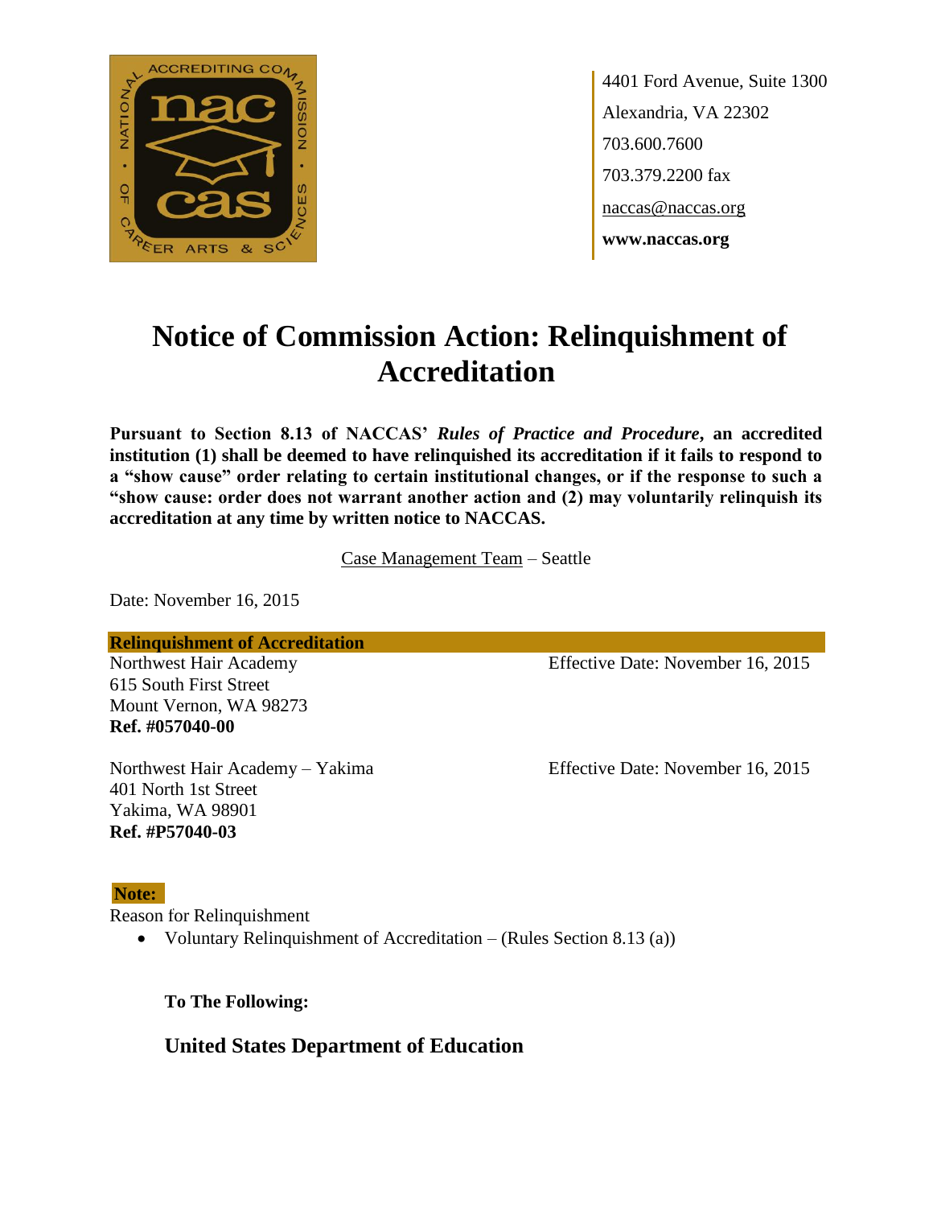4401 Ford Avenue, Suite 1300
Alexandria, VA 22302
703.600.7600
703.379.2200 fax
naccas@naccas.org
**www.naccas.org**

# Notice of Commission Action: Relinquishment of Accreditation

**Pursuant to Section 8.13 of NACCAS' *Rules of Practice and Procedure*, an accredited institution (1) shall be deemed to have relinquished its accreditation if it fails to respond to a "show cause" order relating to certain institutional changes, or if the response to such a "show cause: order does not warrant another action and (2) may voluntarily relinquish its accreditation at any time by written notice to NACCAS.**

Case Management Team – Seattle

Date: November 16, 2015

**Relinquishment of Accreditation**

Northwest Hair Academy
615 South First Street
Mount Vernon, WA 98273
**Ref. #057040-00**

Effective Date: November 16, 2015

Northwest Hair Academy – Yakima
401 North 1st Street
Yakima, WA 98901
**Ref. #P57040-03**

Effective Date: November 16, 2015

**Note:**

Reason for Relinquishment

- Voluntary Relinquishment of Accreditation – (Rules Section 8.13 (a))

**To The Following:**

**United States Department of Education**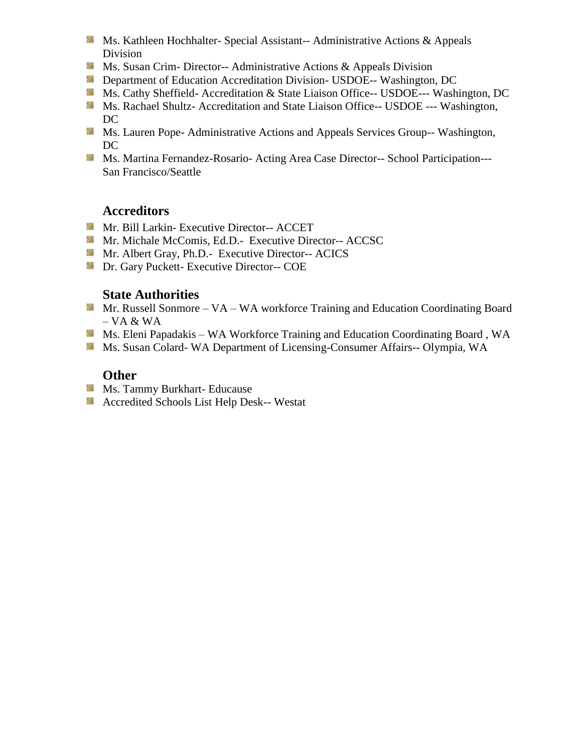- Ms. Kathleen Hochhalter- Special Assistant-- Administrative Actions & Appeals Division
- Ms. Susan Crim- Director-- Administrative Actions & Appeals Division
- Department of Education Accreditation Division- USDOE-- Washington, DC
- Ms. Cathy Sheffield- Accreditation & State Liaison Office-- USDOE--- Washington, DC
- Ms. Rachael Shultz- Accreditation and State Liaison Office-- USDOE --- Washington, DC
- Ms. Lauren Pope- Administrative Actions and Appeals Services Group-- Washington, DC
- Ms. Martina Fernandez-Rosario- Acting Area Case Director-- School Participation--- San Francisco/Seattle

## Accreditors

- Mr. Bill Larkin- Executive Director-- ACCET
- Mr. Michale McComis, Ed.D.- Executive Director-- ACCSC
- Mr. Albert Gray, Ph.D.- Executive Director-- ACICS
- Dr. Gary Puckett- Executive Director-- COE

## State Authorities

- Mr. Russell Sonmore – VA – WA workforce Training and Education Coordinating Board – VA & WA
- Ms. Eleni Papadakis – WA Workforce Training and Education Coordinating Board , WA
- Ms. Susan Colard- WA Department of Licensing-Consumer Affairs-- Olympia, WA

## Other

- Ms. Tammy Burkhart- Educause
- Accredited Schools List Help Desk-- Westat